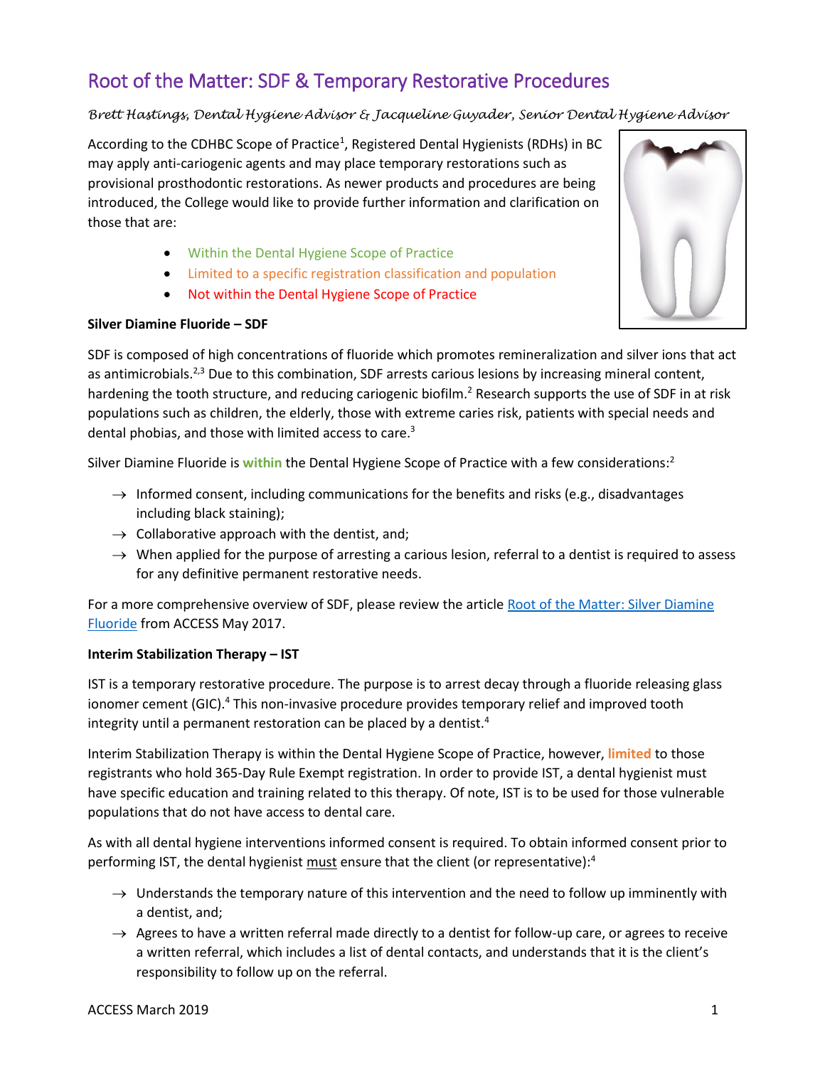# Root of the Matter: SDF & Temporary Restorative Procedures

*Brett Hastings, Dental Hygiene Advisor & Jacqueline Guyader, Senior Dental Hygiene Advisor*

According to the CDHBC Scope of Practice[1], Registered Dental Hygienists (RDHs) in BC may apply anti-cariogenic agents and may place temporary restorations such as provisional prosthodontic restorations. As newer products and procedures are being introduced, the College would like to provide further information and clarification on those that are:

- Within the Dental Hygiene Scope of Practice
- Limited to a specific registration classification and population
- Not within the Dental Hygiene Scope of Practice

**Silver Diamine Fluoride – SDF**

SDF is composed of high concentrations of fluoride which promotes remineralization and silver ions that act as antimicrobials.[2,3] Due to this combination, SDF arrests carious lesions by increasing mineral content, hardening the tooth structure, and reducing cariogenic biofilm.[2] Research supports the use of SDF in at risk populations such as children, the elderly, those with extreme caries risk, patients with special needs and dental phobias, and those with limited access to care.[3]

Silver Diamine Fluoride is **within** the Dental Hygiene Scope of Practice with a few considerations:[2]

→ Informed consent, including communications for the benefits and risks (e.g., disadvantages including black staining);

→ Collaborative approach with the dentist, and;

→ When applied for the purpose of arresting a carious lesion, referral to a dentist is required to assess for any definitive permanent restorative needs.

For a more comprehensive overview of SDF, please review the article [Root of the Matter: Silver Diamine Fluoride]() from ACCESS May 2017.

**Interim Stabilization Therapy – IST**

IST is a temporary restorative procedure. The purpose is to arrest decay through a fluoride releasing glass ionomer cement (GIC).[4] This non-invasive procedure provides temporary relief and improved tooth integrity until a permanent restoration can be placed by a dentist.[4]

Interim Stabilization Therapy is within the Dental Hygiene Scope of Practice, however, **limited** to those registrants who hold 365-Day Rule Exempt registration. In order to provide IST, a dental hygienist must have specific education and training related to this therapy. Of note, IST is to be used for those vulnerable populations that do not have access to dental care.

As with all dental hygiene interventions informed consent is required. To obtain informed consent prior to performing IST, the dental hygienist must ensure that the client (or representative):[4]

→ Understands the temporary nature of this intervention and the need to follow up imminently with a dentist, and;

→ Agrees to have a written referral made directly to a dentist for follow-up care, or agrees to receive a written referral, which includes a list of dental contacts, and understands that it is the client's responsibility to follow up on the referral.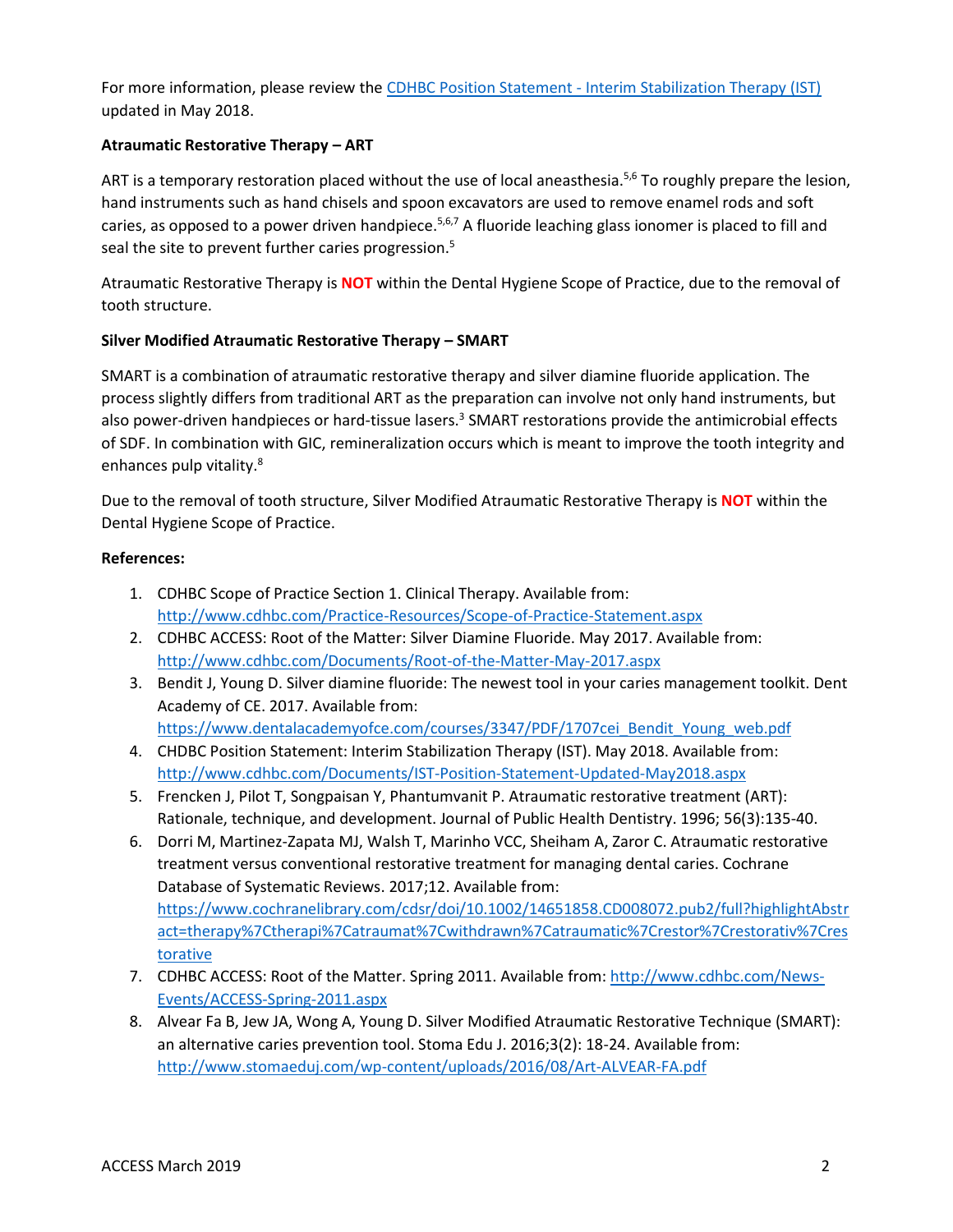For more information, please review the [CDHBC Position Statement - Interim Stabilization Therapy (IST)](http://www.cdhbc.com/Documents/IST-Position-Statement-Updated-May2018.aspx) updated in May 2018.

**Atraumatic Restorative Therapy – ART**

ART is a temporary restoration placed without the use of local aneaesthesia.[5,6] To roughly prepare the lesion, hand instruments such as hand chisels and spoon excavators are used to remove enamel rods and soft caries, as opposed to a power driven handpiece.[5,6,7] A fluoride leaching glass ionomer is placed to fill and seal the site to prevent further caries progression.[5]

Atraumatic Restorative Therapy is **NOT** within the Dental Hygiene Scope of Practice, due to the removal of tooth structure.

**Silver Modified Atraumatic Restorative Therapy – SMART**

SMART is a combination of atraumatic restorative therapy and silver diamine fluoride application. The process slightly differs from traditional ART as the preparation can involve not only hand instruments, but also power-driven handpieces or hard-tissue lasers.[3] SMART restorations provide the antimicrobial effects of SDF. In combination with GIC, remineralization occurs which is meant to improve the tooth integrity and enhances pulp vitality.[8]

Due to the removal of tooth structure, Silver Modified Atraumatic Restorative Therapy is **NOT** within the Dental Hygiene Scope of Practice.

**References:**

1. CDHBC Scope of Practice Section 1. Clinical Therapy. Available from: http://www.cdhbc.com/Practice-Resources/Scope-of-Practice-Statement.aspx
2. CDHBC ACCESS: Root of the Matter: Silver Diamine Fluoride. May 2017. Available from: http://www.cdhbc.com/Documents/Root-of-the-Matter-May-2017.aspx
3. Bendit J, Young D. Silver diamine fluoride: The newest tool in your caries management toolkit. Dent Academy of CE. 2017. Available from: https://www.dentalacademyofce.com/courses/3347/PDF/1707cei_Bendit_Young_web.pdf
4. CHDBC Position Statement: Interim Stabilization Therapy (IST). May 2018. Available from: http://www.cdhbc.com/Documents/IST-Position-Statement-Updated-May2018.aspx
5. Frencken J, Pilot T, Songpaisan Y, Phantumvanit P. Atraumatic restorative treatment (ART): Rationale, technique, and development. Journal of Public Health Dentistry. 1996; 56(3):135-40.
6. Dorri M, Martinez-Zapata MJ, Walsh T, Marinho VCC, Sheiham A, Zaror C. Atraumatic restorative treatment versus conventional restorative treatment for managing dental caries. Cochrane Database of Systematic Reviews. 2017;12. Available from: https://www.cochranelibrary.com/cdsr/doi/10.1002/14651858.CD008072.pub2/full?highlightAbstract=therapy%7Ctherapi%7Catraumat%7Cwithdrawn%7Catraumatic%7Crestor%7Crestorativ%7Crestorative
7. CDHBC ACCESS: Root of the Matter. Spring 2011. Available from: http://www.cdhbc.com/News-Events/ACCESS-Spring-2011.aspx
8. Alvear Fa B, Jew JA, Wong A, Young D. Silver Modified Atraumatic Restorative Technique (SMART): an alternative caries prevention tool. Stoma Edu J. 2016;3(2): 18-24. Available from: http://www.stomaeduj.com/wp-content/uploads/2016/08/Art-ALVEAR-FA.pdf